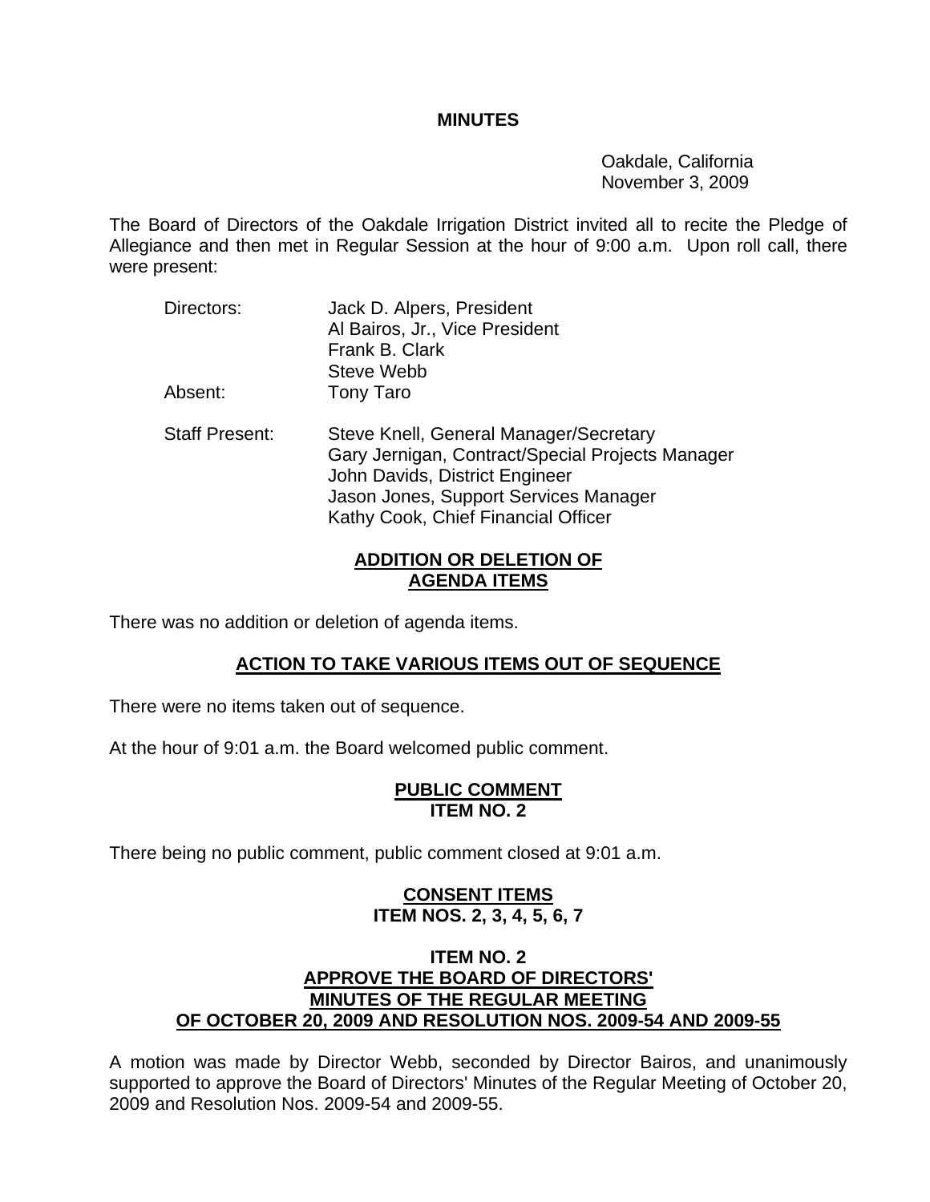**MINUTES**

Oakdale, California
November 3, 2009

The Board of Directors of the Oakdale Irrigation District invited all to recite the Pledge of Allegiance and then met in Regular Session at the hour of 9:00 a.m. Upon roll call, there were present:

| | |
|---|---|
| Directors: | Jack D. Alpers, President |
| | Al Bairos, Jr., Vice President |
| | Frank B. Clark |
| | Steve Webb |
| Absent: | Tony Taro |
| Staff Present: | Steve Knell, General Manager/Secretary |
| | Gary Jernigan, Contract/Special Projects Manager |
| | John Davids, District Engineer |
| | Jason Jones, Support Services Manager |
| | Kathy Cook, Chief Financial Officer |

## ADDITION OR DELETION OF AGENDA ITEMS

There was no addition or deletion of agenda items.

## ACTION TO TAKE VARIOUS ITEMS OUT OF SEQUENCE

There were no items taken out of sequence.

At the hour of 9:01 a.m. the Board welcomed public comment.

## PUBLIC COMMENT
## ITEM NO. 2

There being no public comment, public comment closed at 9:01 a.m.

## CONSENT ITEMS
## ITEM NOS. 2, 3, 4, 5, 6, 7

### ITEM NO. 2
### APPROVE THE BOARD OF DIRECTORS' MINUTES OF THE REGULAR MEETING OF OCTOBER 20, 2009 AND RESOLUTION NOS. 2009-54 AND 2009-55

A motion was made by Director Webb, seconded by Director Bairos, and unanimously supported to approve the Board of Directors' Minutes of the Regular Meeting of October 20, 2009 and Resolution Nos. 2009-54 and 2009-55.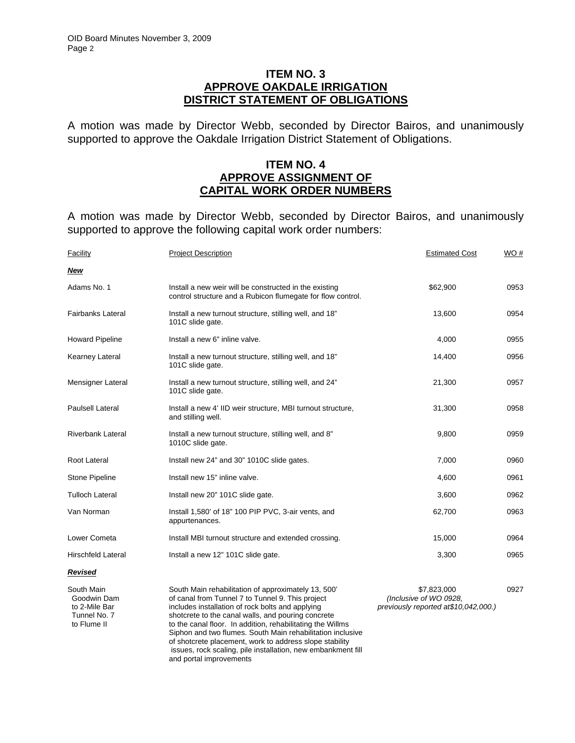## ITEM NO. 3
## APPROVE OAKDALE IRRIGATION DISTRICT STATEMENT OF OBLIGATIONS

A motion was made by Director Webb, seconded by Director Bairos, and unanimously supported to approve the Oakdale Irrigation District Statement of Obligations.

## ITEM NO. 4
## APPROVE ASSIGNMENT OF CAPITAL WORK ORDER NUMBERS

A motion was made by Director Webb, seconded by Director Bairos, and unanimously supported to approve the following capital work order numbers:

| Facility | Project Description | Estimated Cost | WO # |
|---|---|---|---|
| ***New*** | | | |
| Adams No. 1 | Install a new weir will be constructed in the existing control structure and a Rubicon flumegate for flow control. | $62,900 | 0953 |
| Fairbanks Lateral | Install a new turnout structure, stilling well, and 18" 101C slide gate. | 13,600 | 0954 |
| Howard Pipeline | Install a new 6" inline valve. | 4,000 | 0955 |
| Kearney Lateral | Install a new turnout structure, stilling well, and 18" 101C slide gate. | 14,400 | 0956 |
| Mensigner Lateral | Install a new turnout structure, stilling well, and 24" 101C slide gate. | 21,300 | 0957 |
| Paulsell Lateral | Install a new 4' IID weir structure, MBI turnout structure, and stilling well. | 31,300 | 0958 |
| Riverbank Lateral | Install a new turnout structure, stilling well, and 8" 1010C slide gate. | 9,800 | 0959 |
| Root Lateral | Install new 24" and 30" 1010C slide gates. | 7,000 | 0960 |
| Stone Pipeline | Install new 15" inline valve. | 4,600 | 0961 |
| Tulloch Lateral | Install new 20" 101C slide gate. | 3,600 | 0962 |
| Van Norman | Install 1,580' of 18" 100 PIP PVC, 3-air vents, and appurtenances. | 62,700 | 0963 |
| Lower Cometa | Install MBI turnout structure and extended crossing. | 15,000 | 0964 |
| Hirschfeld Lateral | Install a new 12" 101C slide gate. | 3,300 | 0965 |
| ***Revised*** | | | |
| South Main Goodwin Dam to 2-Mile Bar Tunnel No. 7 to Flume II | South Main rehabilitation of approximately 13, 500' of canal from Tunnel 7 to Tunnel 9. This project includes installation of rock bolts and applying shotcrete to the canal walls, and pouring concrete to the canal floor. In addition, rehabilitating the Willms Siphon and two flumes. South Main rehabilitation inclusive of shotcrete placement, work to address slope stability issues, rock scaling, pile installation, new embankment fill and portal improvements | $7,823,000 *(Inclusive of WO 0928, previously reported at$10,042,000.)* | 0927 |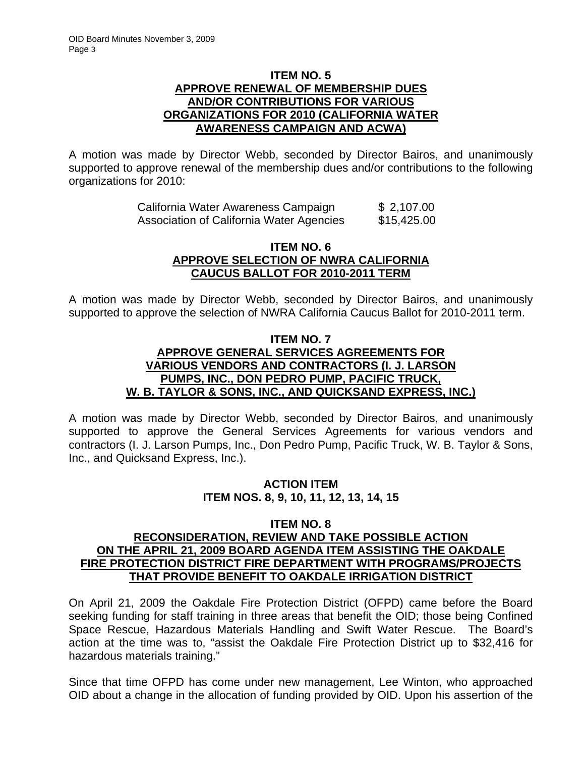**ITEM NO. 5**
**APPROVE RENEWAL OF MEMBERSHIP DUES AND/OR CONTRIBUTIONS FOR VARIOUS ORGANIZATIONS FOR 2010 (CALIFORNIA WATER AWARENESS CAMPAIGN AND ACWA)**

A motion was made by Director Webb, seconded by Director Bairos, and unanimously supported to approve renewal of the membership dues and/or contributions to the following organizations for 2010:

| | |
|---|---|
| California Water Awareness Campaign | $ 2,107.00 |
| Association of California Water Agencies | $15,425.00 |

**ITEM NO. 6**
**APPROVE SELECTION OF NWRA CALIFORNIA CAUCUS BALLOT FOR 2010-2011 TERM**

A motion was made by Director Webb, seconded by Director Bairos, and unanimously supported to approve the selection of NWRA California Caucus Ballot for 2010-2011 term.

**ITEM NO. 7**
**APPROVE GENERAL SERVICES AGREEMENTS FOR VARIOUS VENDORS AND CONTRACTORS (I. J. LARSON PUMPS, INC., DON PEDRO PUMP, PACIFIC TRUCK, W. B. TAYLOR & SONS, INC., AND QUICKSAND EXPRESS, INC.)**

A motion was made by Director Webb, seconded by Director Bairos, and unanimously supported to approve the General Services Agreements for various vendors and contractors (I. J. Larson Pumps, Inc., Don Pedro Pump, Pacific Truck, W. B. Taylor & Sons, Inc., and Quicksand Express, Inc.).

**ACTION ITEM**
**ITEM NOS. 8, 9, 10, 11, 12, 13, 14, 15**

**ITEM NO. 8**
**RECONSIDERATION, REVIEW AND TAKE POSSIBLE ACTION ON THE APRIL 21, 2009 BOARD AGENDA ITEM ASSISTING THE OAKDALE FIRE PROTECTION DISTRICT FIRE DEPARTMENT WITH PROGRAMS/PROJECTS THAT PROVIDE BENEFIT TO OAKDALE IRRIGATION DISTRICT**

On April 21, 2009 the Oakdale Fire Protection District (OFPD) came before the Board seeking funding for staff training in three areas that benefit the OID; those being Confined Space Rescue, Hazardous Materials Handling and Swift Water Rescue. The Board's action at the time was to, "assist the Oakdale Fire Protection District up to $32,416 for hazardous materials training."

Since that time OFPD has come under new management, Lee Winton, who approached OID about a change in the allocation of funding provided by OID. Upon his assertion of the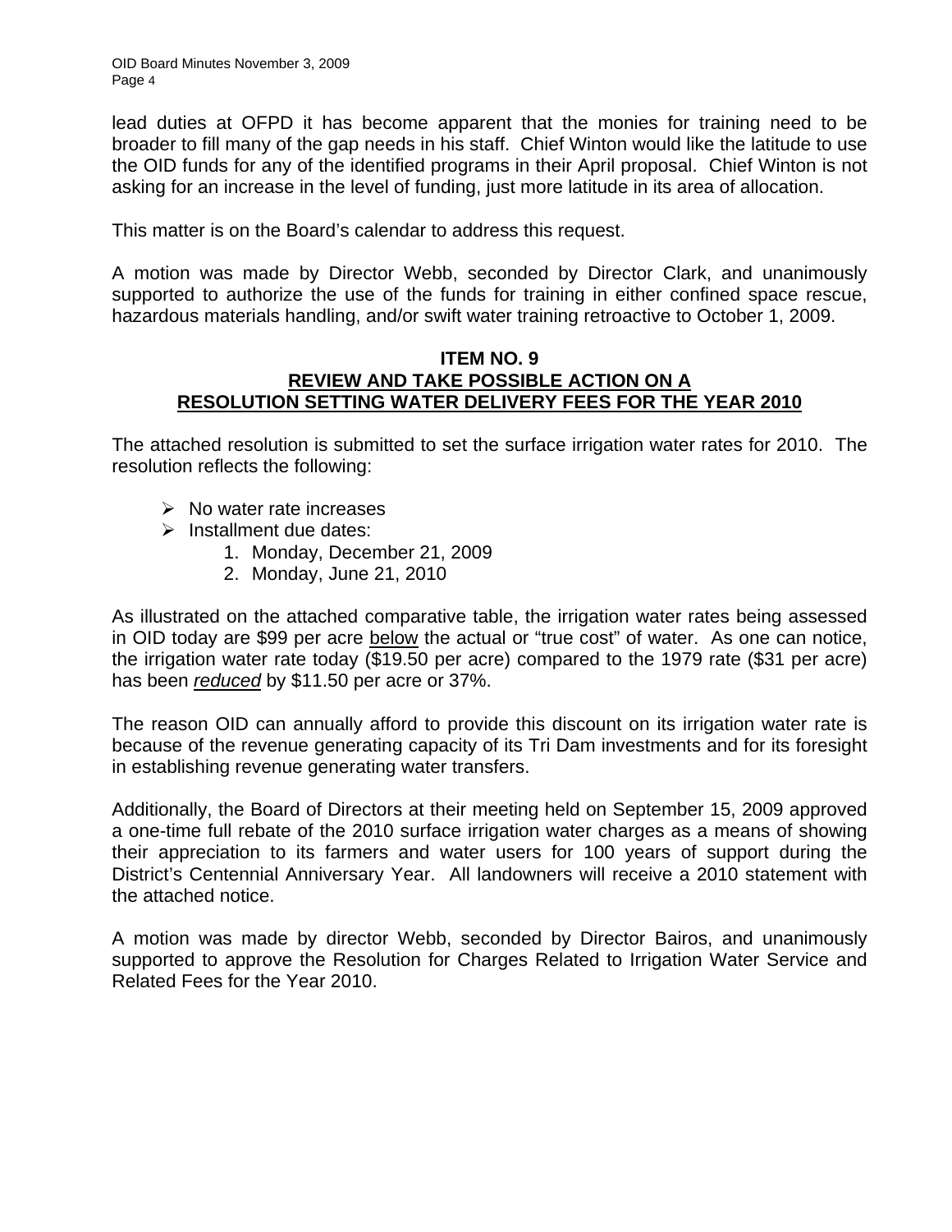lead duties at OFPD it has become apparent that the monies for training need to be broader to fill many of the gap needs in his staff. Chief Winton would like the latitude to use the OID funds for any of the identified programs in their April proposal. Chief Winton is not asking for an increase in the level of funding, just more latitude in its area of allocation.

This matter is on the Board's calendar to address this request.

A motion was made by Director Webb, seconded by Director Clark, and unanimously supported to authorize the use of the funds for training in either confined space rescue, hazardous materials handling, and/or swift water training retroactive to October 1, 2009.

## ITEM NO. 9
## REVIEW AND TAKE POSSIBLE ACTION ON A RESOLUTION SETTING WATER DELIVERY FEES FOR THE YEAR 2010

The attached resolution is submitted to set the surface irrigation water rates for 2010. The resolution reflects the following:

- No water rate increases
- Installment due dates:
  1. Monday, December 21, 2009
  2. Monday, June 21, 2010

As illustrated on the attached comparative table, the irrigation water rates being assessed in OID today are $99 per acre <u>below</u> the actual or "true cost" of water. As one can notice, the irrigation water rate today ($19.50 per acre) compared to the 1979 rate ($31 per acre) has been <u>*reduced*</u> by $11.50 per acre or 37%.

The reason OID can annually afford to provide this discount on its irrigation water rate is because of the revenue generating capacity of its Tri Dam investments and for its foresight in establishing revenue generating water transfers.

Additionally, the Board of Directors at their meeting held on September 15, 2009 approved a one-time full rebate of the 2010 surface irrigation water charges as a means of showing their appreciation to its farmers and water users for 100 years of support during the District's Centennial Anniversary Year. All landowners will receive a 2010 statement with the attached notice.

A motion was made by director Webb, seconded by Director Bairos, and unanimously supported to approve the Resolution for Charges Related to Irrigation Water Service and Related Fees for the Year 2010.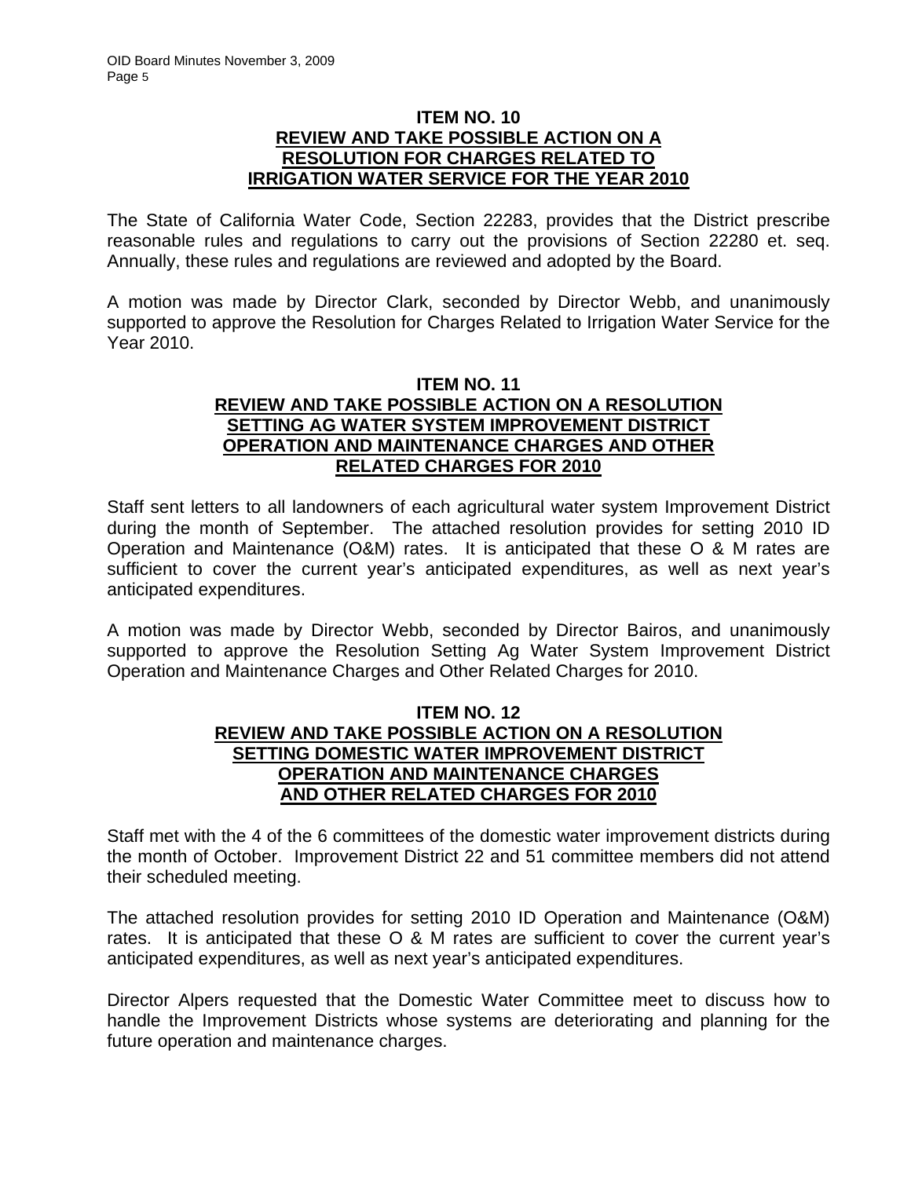## ITEM NO. 10
## REVIEW AND TAKE POSSIBLE ACTION ON A RESOLUTION FOR CHARGES RELATED TO IRRIGATION WATER SERVICE FOR THE YEAR 2010

The State of California Water Code, Section 22283, provides that the District prescribe reasonable rules and regulations to carry out the provisions of Section 22280 et. seq. Annually, these rules and regulations are reviewed and adopted by the Board.

A motion was made by Director Clark, seconded by Director Webb, and unanimously supported to approve the Resolution for Charges Related to Irrigation Water Service for the Year 2010.

## ITEM NO. 11
## REVIEW AND TAKE POSSIBLE ACTION ON A RESOLUTION SETTING AG WATER SYSTEM IMPROVEMENT DISTRICT OPERATION AND MAINTENANCE CHARGES AND OTHER RELATED CHARGES FOR 2010

Staff sent letters to all landowners of each agricultural water system Improvement District during the month of September. The attached resolution provides for setting 2010 ID Operation and Maintenance (O&M) rates. It is anticipated that these O & M rates are sufficient to cover the current year's anticipated expenditures, as well as next year's anticipated expenditures.

A motion was made by Director Webb, seconded by Director Bairos, and unanimously supported to approve the Resolution Setting Ag Water System Improvement District Operation and Maintenance Charges and Other Related Charges for 2010.

## ITEM NO. 12
## REVIEW AND TAKE POSSIBLE ACTION ON A RESOLUTION SETTING DOMESTIC WATER IMPROVEMENT DISTRICT OPERATION AND MAINTENANCE CHARGES AND OTHER RELATED CHARGES FOR 2010

Staff met with the 4 of the 6 committees of the domestic water improvement districts during the month of October. Improvement District 22 and 51 committee members did not attend their scheduled meeting.

The attached resolution provides for setting 2010 ID Operation and Maintenance (O&M) rates. It is anticipated that these O & M rates are sufficient to cover the current year's anticipated expenditures, as well as next year's anticipated expenditures.

Director Alpers requested that the Domestic Water Committee meet to discuss how to handle the Improvement Districts whose systems are deteriorating and planning for the future operation and maintenance charges.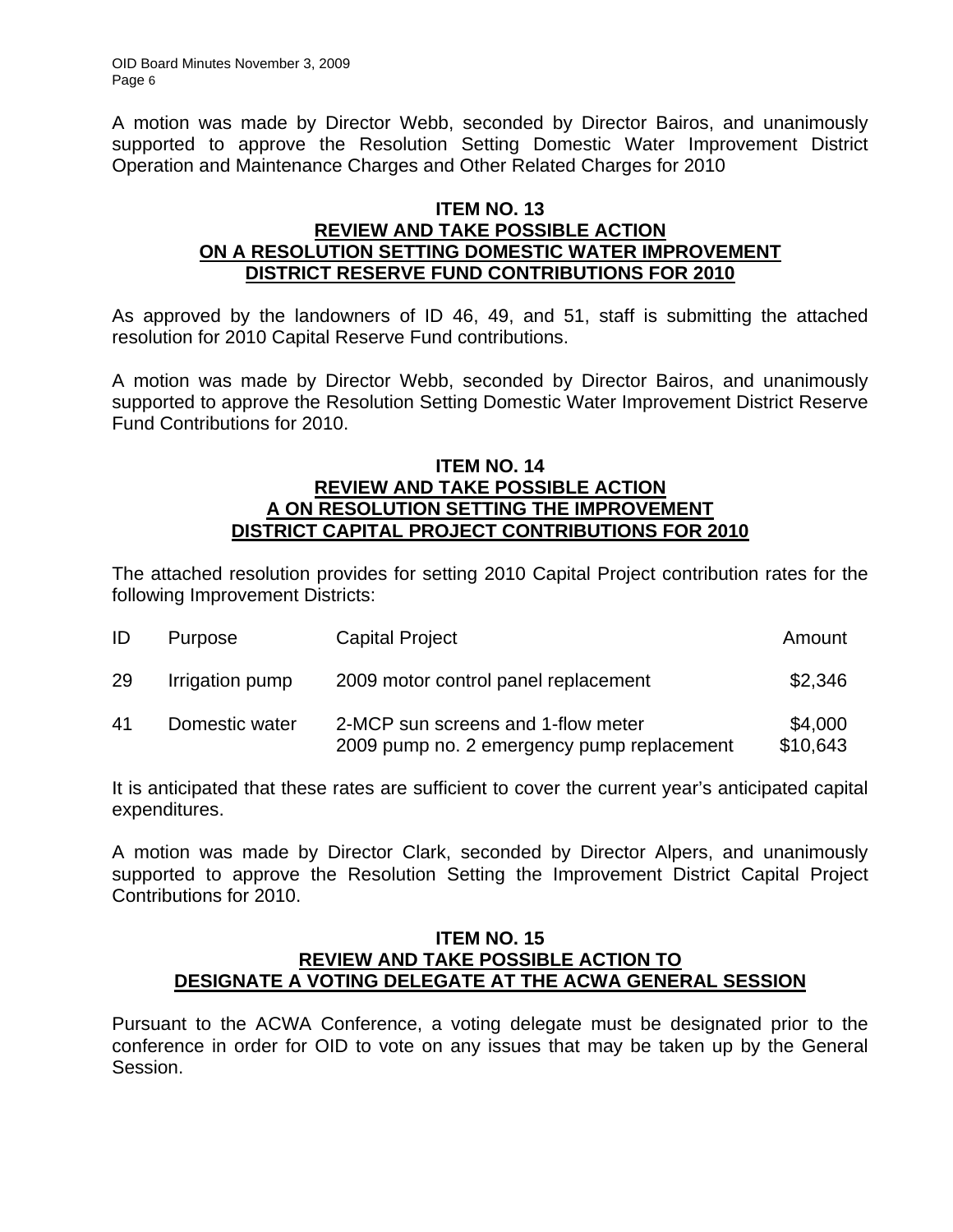A motion was made by Director Webb, seconded by Director Bairos, and unanimously supported to approve the Resolution Setting Domestic Water Improvement District Operation and Maintenance Charges and Other Related Charges for 2010

## ITEM NO. 13
## REVIEW AND TAKE POSSIBLE ACTION ON A RESOLUTION SETTING DOMESTIC WATER IMPROVEMENT DISTRICT RESERVE FUND CONTRIBUTIONS FOR 2010

As approved by the landowners of ID 46, 49, and 51, staff is submitting the attached resolution for 2010 Capital Reserve Fund contributions.

A motion was made by Director Webb, seconded by Director Bairos, and unanimously supported to approve the Resolution Setting Domestic Water Improvement District Reserve Fund Contributions for 2010.

## ITEM NO. 14
## REVIEW AND TAKE POSSIBLE ACTION A ON RESOLUTION SETTING THE IMPROVEMENT DISTRICT CAPITAL PROJECT CONTRIBUTIONS FOR 2010

The attached resolution provides for setting 2010 Capital Project contribution rates for the following Improvement Districts:

| ID | Purpose | Capital Project | Amount |
|---|---|---|---|
| 29 | Irrigation pump | 2009 motor control panel replacement | $2,346 |
| 41 | Domestic water | 2-MCP sun screens and 1-flow meter | $4,000 |
| | | 2009 pump no. 2 emergency pump replacement | $10,643 |

It is anticipated that these rates are sufficient to cover the current year's anticipated capital expenditures.

A motion was made by Director Clark, seconded by Director Alpers, and unanimously supported to approve the Resolution Setting the Improvement District Capital Project Contributions for 2010.

## ITEM NO. 15
## REVIEW AND TAKE POSSIBLE ACTION TO DESIGNATE A VOTING DELEGATE AT THE ACWA GENERAL SESSION

Pursuant to the ACWA Conference, a voting delegate must be designated prior to the conference in order for OID to vote on any issues that may be taken up by the General Session.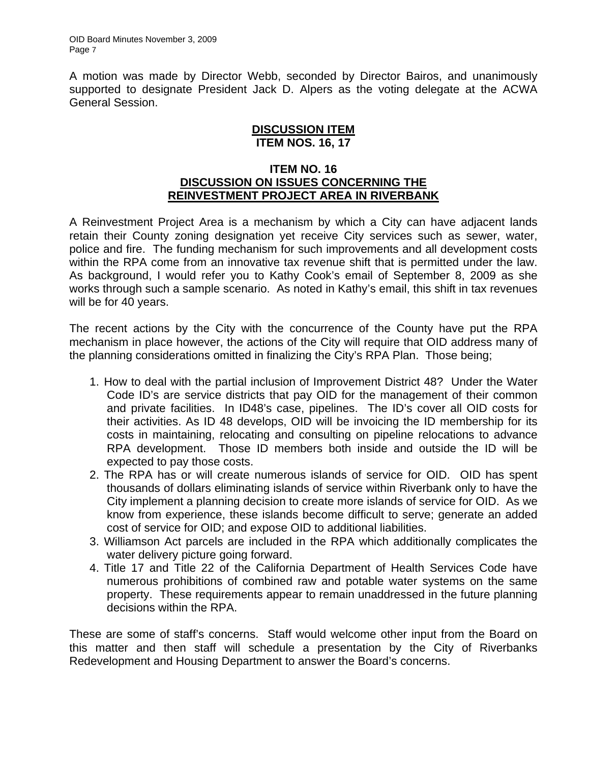A motion was made by Director Webb, seconded by Director Bairos, and unanimously supported to designate President Jack D. Alpers as the voting delegate at the ACWA General Session.

## DISCUSSION ITEM
## ITEM NOS. 16, 17

### ITEM NO. 16
### DISCUSSION ON ISSUES CONCERNING THE REINVESTMENT PROJECT AREA IN RIVERBANK

A Reinvestment Project Area is a mechanism by which a City can have adjacent lands retain their County zoning designation yet receive City services such as sewer, water, police and fire. The funding mechanism for such improvements and all development costs within the RPA come from an innovative tax revenue shift that is permitted under the law. As background, I would refer you to Kathy Cook's email of September 8, 2009 as she works through such a sample scenario. As noted in Kathy's email, this shift in tax revenues will be for 40 years.

The recent actions by the City with the concurrence of the County have put the RPA mechanism in place however, the actions of the City will require that OID address many of the planning considerations omitted in finalizing the City's RPA Plan. Those being;

1. How to deal with the partial inclusion of Improvement District 48? Under the Water Code ID's are service districts that pay OID for the management of their common and private facilities. In ID48's case, pipelines. The ID's cover all OID costs for their activities. As ID 48 develops, OID will be invoicing the ID membership for its costs in maintaining, relocating and consulting on pipeline relocations to advance RPA development. Those ID members both inside and outside the ID will be expected to pay those costs.
2. The RPA has or will create numerous islands of service for OID. OID has spent thousands of dollars eliminating islands of service within Riverbank only to have the City implement a planning decision to create more islands of service for OID. As we know from experience, these islands become difficult to serve; generate an added cost of service for OID; and expose OID to additional liabilities.
3. Williamson Act parcels are included in the RPA which additionally complicates the water delivery picture going forward.
4. Title 17 and Title 22 of the California Department of Health Services Code have numerous prohibitions of combined raw and potable water systems on the same property. These requirements appear to remain unaddressed in the future planning decisions within the RPA.

These are some of staff's concerns. Staff would welcome other input from the Board on this matter and then staff will schedule a presentation by the City of Riverbanks Redevelopment and Housing Department to answer the Board's concerns.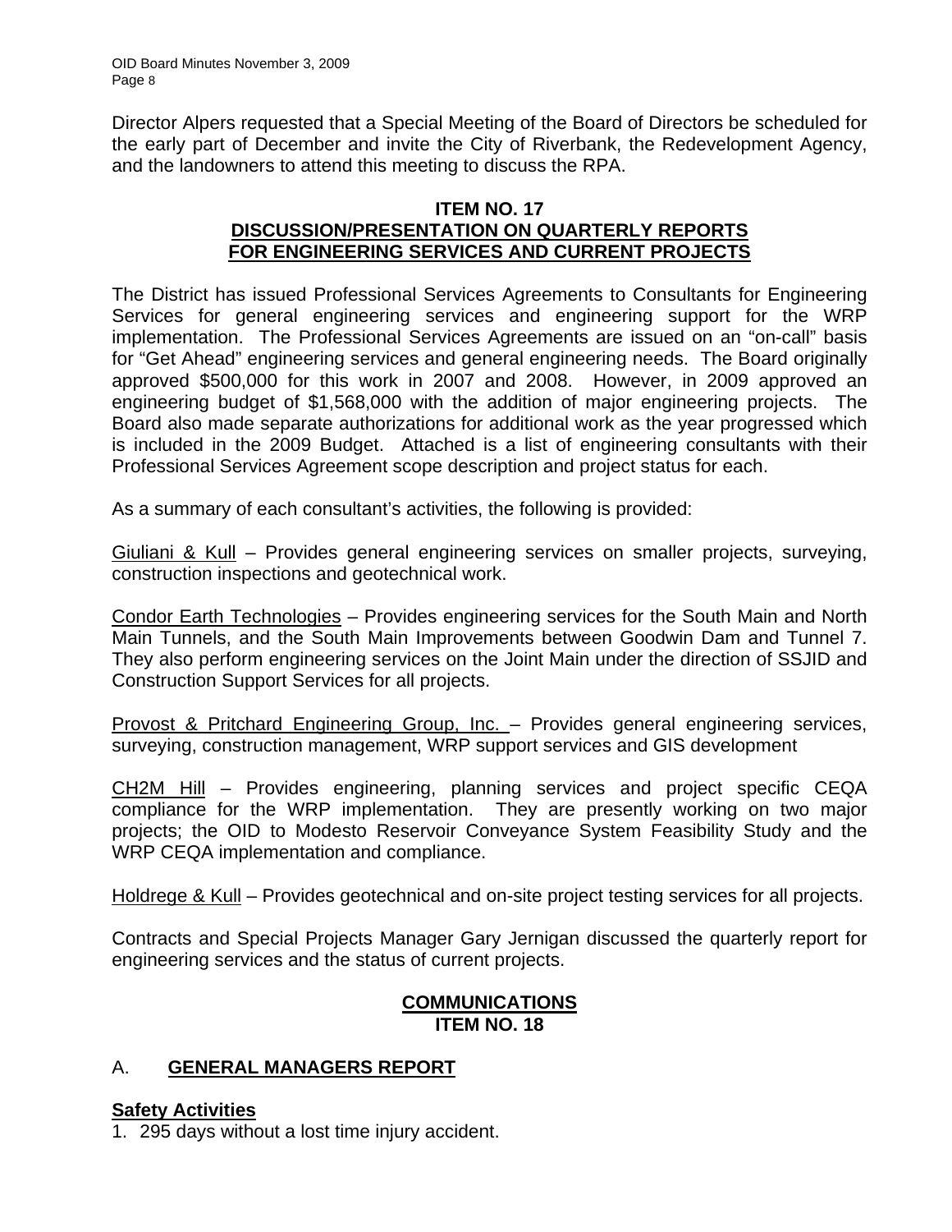Director Alpers requested that a Special Meeting of the Board of Directors be scheduled for the early part of December and invite the City of Riverbank, the Redevelopment Agency, and the landowners to attend this meeting to discuss the RPA.

**ITEM NO. 17**
**DISCUSSION/PRESENTATION ON QUARTERLY REPORTS FOR ENGINEERING SERVICES AND CURRENT PROJECTS**

The District has issued Professional Services Agreements to Consultants for Engineering Services for general engineering services and engineering support for the WRP implementation. The Professional Services Agreements are issued on an "on-call" basis for "Get Ahead" engineering services and general engineering needs. The Board originally approved $500,000 for this work in 2007 and 2008. However, in 2009 approved an engineering budget of $1,568,000 with the addition of major engineering projects. The Board also made separate authorizations for additional work as the year progressed which is included in the 2009 Budget. Attached is a list of engineering consultants with their Professional Services Agreement scope description and project status for each.

As a summary of each consultant's activities, the following is provided:

Giuliani & Kull – Provides general engineering services on smaller projects, surveying, construction inspections and geotechnical work.

Condor Earth Technologies – Provides engineering services for the South Main and North Main Tunnels, and the South Main Improvements between Goodwin Dam and Tunnel 7. They also perform engineering services on the Joint Main under the direction of SSJID and Construction Support Services for all projects.

Provost & Pritchard Engineering Group, Inc. – Provides general engineering services, surveying, construction management, WRP support services and GIS development

CH2M Hill – Provides engineering, planning services and project specific CEQA compliance for the WRP implementation. They are presently working on two major projects; the OID to Modesto Reservoir Conveyance System Feasibility Study and the WRP CEQA implementation and compliance.

Holdrege & Kull – Provides geotechnical and on-site project testing services for all projects.

Contracts and Special Projects Manager Gary Jernigan discussed the quarterly report for engineering services and the status of current projects.

**COMMUNICATIONS**
**ITEM NO. 18**

## A. GENERAL MANAGERS REPORT

**Safety Activities**

1. 295 days without a lost time injury accident.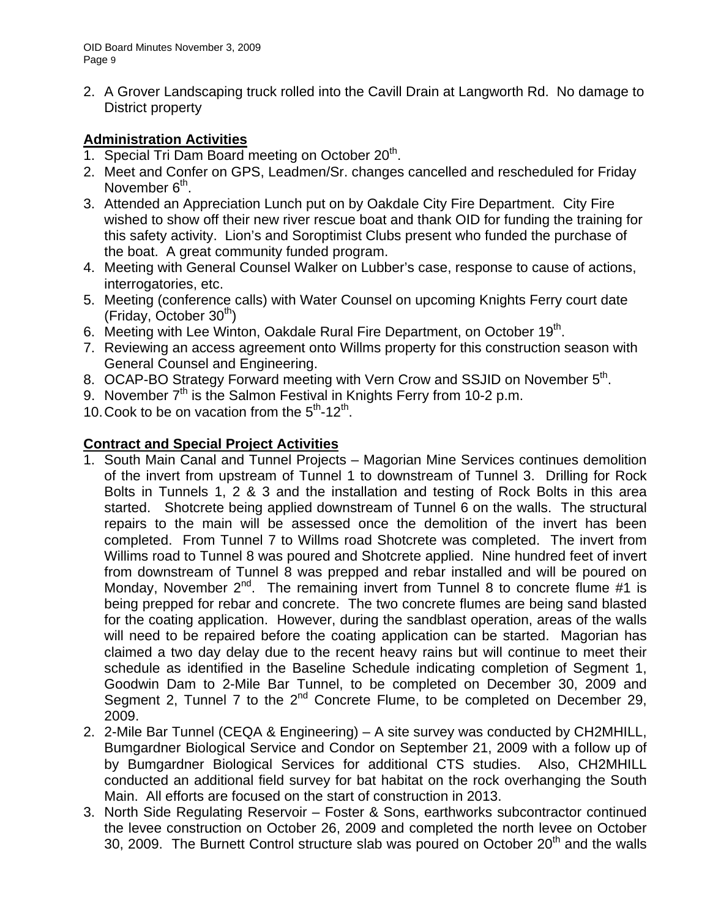2. A Grover Landscaping truck rolled into the Cavill Drain at Langworth Rd. No damage to District property

**Administration Activities**

1. Special Tri Dam Board meeting on October 20th.
2. Meet and Confer on GPS, Leadmen/Sr. changes cancelled and rescheduled for Friday November 6th.
3. Attended an Appreciation Lunch put on by Oakdale City Fire Department. City Fire wished to show off their new river rescue boat and thank OID for funding the training for this safety activity. Lion's and Soroptimist Clubs present who funded the purchase of the boat. A great community funded program.
4. Meeting with General Counsel Walker on Lubber's case, response to cause of actions, interrogatories, etc.
5. Meeting (conference calls) with Water Counsel on upcoming Knights Ferry court date (Friday, October 30th)
6. Meeting with Lee Winton, Oakdale Rural Fire Department, on October 19th.
7. Reviewing an access agreement onto Willms property for this construction season with General Counsel and Engineering.
8. OCAP-BO Strategy Forward meeting with Vern Crow and SSJID on November 5th.
9. November 7th is the Salmon Festival in Knights Ferry from 10-2 p.m.
10. Cook to be on vacation from the 5th-12th.

**Contract and Special Project Activities**

1. South Main Canal and Tunnel Projects – Magorian Mine Services continues demolition of the invert from upstream of Tunnel 1 to downstream of Tunnel 3. Drilling for Rock Bolts in Tunnels 1, 2 & 3 and the installation and testing of Rock Bolts in this area started. Shotcrete being applied downstream of Tunnel 6 on the walls. The structural repairs to the main will be assessed once the demolition of the invert has been completed. From Tunnel 7 to Willms road Shotcrete was completed. The invert from Willims road to Tunnel 8 was poured and Shotcrete applied. Nine hundred feet of invert from downstream of Tunnel 8 was prepped and rebar installed and will be poured on Monday, November 2nd. The remaining invert from Tunnel 8 to concrete flume #1 is being prepped for rebar and concrete. The two concrete flumes are being sand blasted for the coating application. However, during the sandblast operation, areas of the walls will need to be repaired before the coating application can be started. Magorian has claimed a two day delay due to the recent heavy rains but will continue to meet their schedule as identified in the Baseline Schedule indicating completion of Segment 1, Goodwin Dam to 2-Mile Bar Tunnel, to be completed on December 30, 2009 and Segment 2, Tunnel 7 to the 2nd Concrete Flume, to be completed on December 29, 2009.
2. 2-Mile Bar Tunnel (CEQA & Engineering) – A site survey was conducted by CH2MHILL, Bumgardner Biological Service and Condor on September 21, 2009 with a follow up of by Bumgardner Biological Services for additional CTS studies. Also, CH2MHILL conducted an additional field survey for bat habitat on the rock overhanging the South Main. All efforts are focused on the start of construction in 2013.
3. North Side Regulating Reservoir – Foster & Sons, earthworks subcontractor continued the levee construction on October 26, 2009 and completed the north levee on October 30, 2009. The Burnett Control structure slab was poured on October 20th and the walls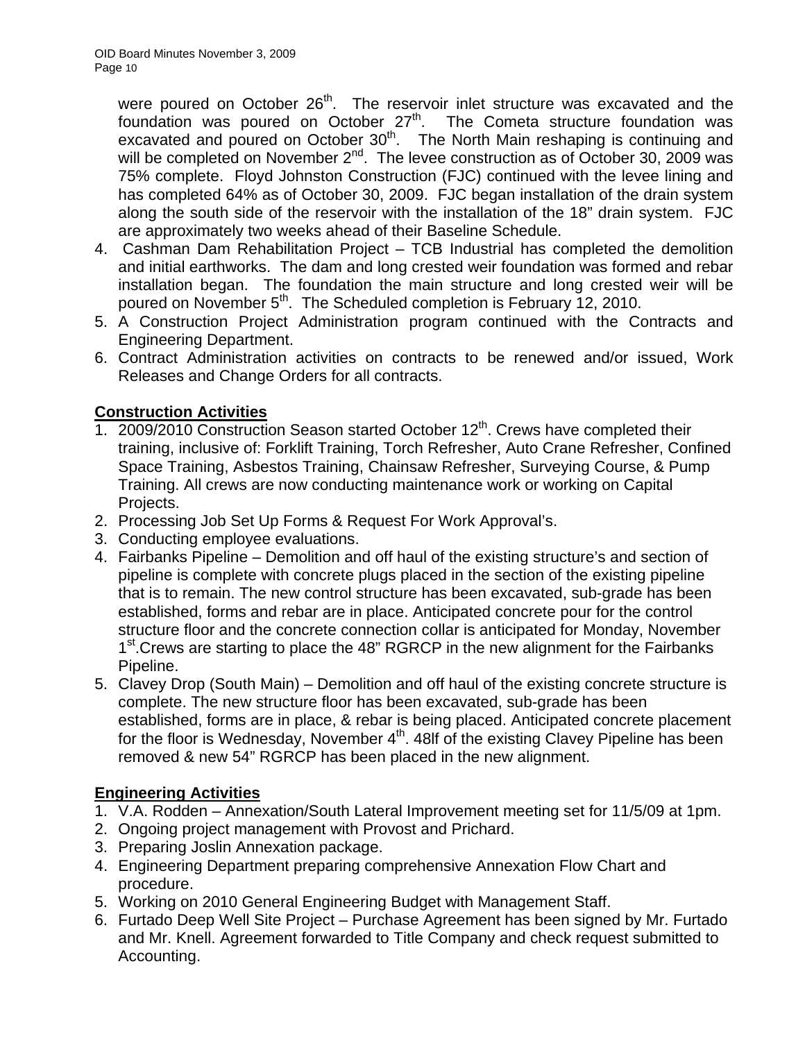were poured on October 26th. The reservoir inlet structure was excavated and the foundation was poured on October 27th. The Cometa structure foundation was excavated and poured on October 30th. The North Main reshaping is continuing and will be completed on November 2nd. The levee construction as of October 30, 2009 was 75% complete. Floyd Johnston Construction (FJC) continued with the levee lining and has completed 64% as of October 30, 2009. FJC began installation of the drain system along the south side of the reservoir with the installation of the 18" drain system. FJC are approximately two weeks ahead of their Baseline Schedule.

4. Cashman Dam Rehabilitation Project – TCB Industrial has completed the demolition and initial earthworks. The dam and long crested weir foundation was formed and rebar installation began. The foundation the main structure and long crested weir will be poured on November 5th. The Scheduled completion is February 12, 2010.
5. A Construction Project Administration program continued with the Contracts and Engineering Department.
6. Contract Administration activities on contracts to be renewed and/or issued, Work Releases and Change Orders for all contracts.

**Construction Activities**

1. 2009/2010 Construction Season started October 12th. Crews have completed their training, inclusive of: Forklift Training, Torch Refresher, Auto Crane Refresher, Confined Space Training, Asbestos Training, Chainsaw Refresher, Surveying Course, & Pump Training. All crews are now conducting maintenance work or working on Capital Projects.
2. Processing Job Set Up Forms & Request For Work Approval's.
3. Conducting employee evaluations.
4. Fairbanks Pipeline – Demolition and off haul of the existing structure's and section of pipeline is complete with concrete plugs placed in the section of the existing pipeline that is to remain. The new control structure has been excavated, sub-grade has been established, forms and rebar are in place. Anticipated concrete pour for the control structure floor and the concrete connection collar is anticipated for Monday, November 1st.Crews are starting to place the 48" RGRCP in the new alignment for the Fairbanks Pipeline.
5. Clavey Drop (South Main) – Demolition and off haul of the existing concrete structure is complete. The new structure floor has been excavated, sub-grade has been established, forms are in place, & rebar is being placed. Anticipated concrete placement for the floor is Wednesday, November 4th. 48lf of the existing Clavey Pipeline has been removed & new 54" RGRCP has been placed in the new alignment.

**Engineering Activities**

1. V.A. Rodden – Annexation/South Lateral Improvement meeting set for 11/5/09 at 1pm.
2. Ongoing project management with Provost and Prichard.
3. Preparing Joslin Annexation package.
4. Engineering Department preparing comprehensive Annexation Flow Chart and procedure.
5. Working on 2010 General Engineering Budget with Management Staff.
6. Furtado Deep Well Site Project – Purchase Agreement has been signed by Mr. Furtado and Mr. Knell. Agreement forwarded to Title Company and check request submitted to Accounting.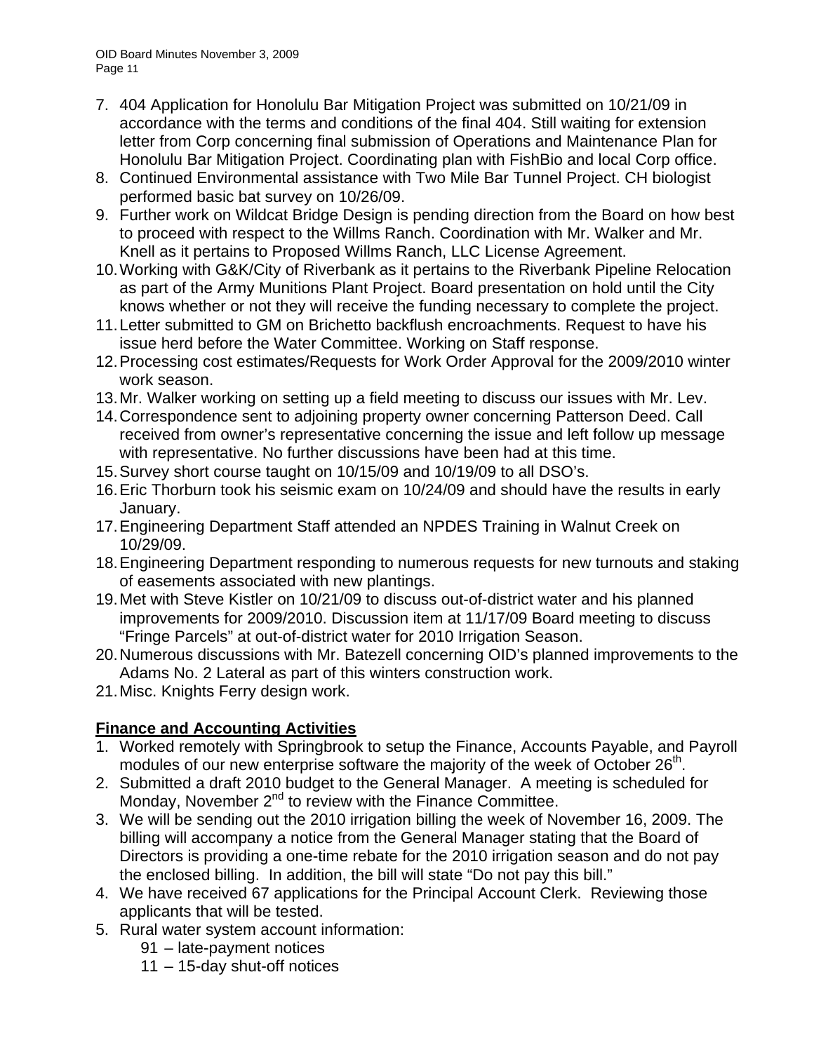7. 404 Application for Honolulu Bar Mitigation Project was submitted on 10/21/09 in accordance with the terms and conditions of the final 404. Still waiting for extension letter from Corp concerning final submission of Operations and Maintenance Plan for Honolulu Bar Mitigation Project. Coordinating plan with FishBio and local Corp office.
8. Continued Environmental assistance with Two Mile Bar Tunnel Project. CH biologist performed basic bat survey on 10/26/09.
9. Further work on Wildcat Bridge Design is pending direction from the Board on how best to proceed with respect to the Willms Ranch. Coordination with Mr. Walker and Mr. Knell as it pertains to Proposed Willms Ranch, LLC License Agreement.
10. Working with G&K/City of Riverbank as it pertains to the Riverbank Pipeline Relocation as part of the Army Munitions Plant Project. Board presentation on hold until the City knows whether or not they will receive the funding necessary to complete the project.
11. Letter submitted to GM on Brichetto backflush encroachments. Request to have his issue herd before the Water Committee. Working on Staff response.
12. Processing cost estimates/Requests for Work Order Approval for the 2009/2010 winter work season.
13. Mr. Walker working on setting up a field meeting to discuss our issues with Mr. Lev.
14. Correspondence sent to adjoining property owner concerning Patterson Deed. Call received from owner's representative concerning the issue and left follow up message with representative. No further discussions have been had at this time.
15. Survey short course taught on 10/15/09 and 10/19/09 to all DSO's.
16. Eric Thorburn took his seismic exam on 10/24/09 and should have the results in early January.
17. Engineering Department Staff attended an NPDES Training in Walnut Creek on 10/29/09.
18. Engineering Department responding to numerous requests for new turnouts and staking of easements associated with new plantings.
19. Met with Steve Kistler on 10/21/09 to discuss out-of-district water and his planned improvements for 2009/2010. Discussion item at 11/17/09 Board meeting to discuss "Fringe Parcels" at out-of-district water for 2010 Irrigation Season.
20. Numerous discussions with Mr. Batezell concerning OID's planned improvements to the Adams No. 2 Lateral as part of this winters construction work.
21. Misc. Knights Ferry design work.

**Finance and Accounting Activities**

1. Worked remotely with Springbrook to setup the Finance, Accounts Payable, and Payroll modules of our new enterprise software the majority of the week of October 26th.
2. Submitted a draft 2010 budget to the General Manager. A meeting is scheduled for Monday, November 2nd to review with the Finance Committee.
3. We will be sending out the 2010 irrigation billing the week of November 16, 2009. The billing will accompany a notice from the General Manager stating that the Board of Directors is providing a one-time rebate for the 2010 irrigation season and do not pay the enclosed billing. In addition, the bill will state "Do not pay this bill."
4. We have received 67 applications for the Principal Account Clerk. Reviewing those applicants that will be tested.
5. Rural water system account information:
   - 91 – late-payment notices
   - 11 – 15-day shut-off notices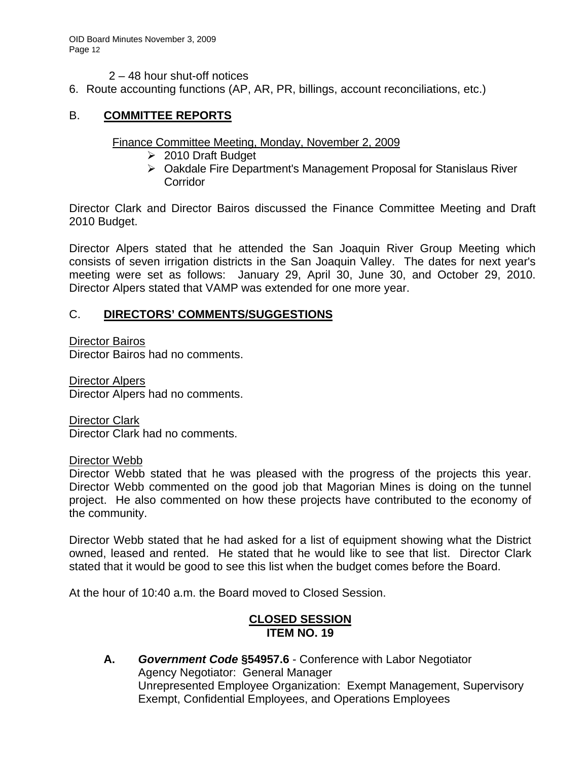2 – 48 hour shut-off notices

6. Route accounting functions (AP, AR, PR, billings, account reconciliations, etc.)

## B. **COMMITTEE REPORTS**

Finance Committee Meeting, Monday, November 2, 2009

- 2010 Draft Budget
- Oakdale Fire Department's Management Proposal for Stanislaus River Corridor

Director Clark and Director Bairos discussed the Finance Committee Meeting and Draft 2010 Budget.

Director Alpers stated that he attended the San Joaquin River Group Meeting which consists of seven irrigation districts in the San Joaquin Valley. The dates for next year's meeting were set as follows: January 29, April 30, June 30, and October 29, 2010. Director Alpers stated that VAMP was extended for one more year.

## C. **DIRECTORS' COMMENTS/SUGGESTIONS**

Director Bairos
Director Bairos had no comments.

Director Alpers
Director Alpers had no comments.

Director Clark
Director Clark had no comments.

Director Webb
Director Webb stated that he was pleased with the progress of the projects this year. Director Webb commented on the good job that Magorian Mines is doing on the tunnel project. He also commented on how these projects have contributed to the economy of the community.

Director Webb stated that he had asked for a list of equipment showing what the District owned, leased and rented. He stated that he would like to see that list. Director Clark stated that it would be good to see this list when the budget comes before the Board.

At the hour of 10:40 a.m. the Board moved to Closed Session.

## **CLOSED SESSION**
## **ITEM NO. 19**

**A.** ***Government Code* §54957.6** - Conference with Labor Negotiator
Agency Negotiator: General Manager
Unrepresented Employee Organization: Exempt Management, Supervisory Exempt, Confidential Employees, and Operations Employees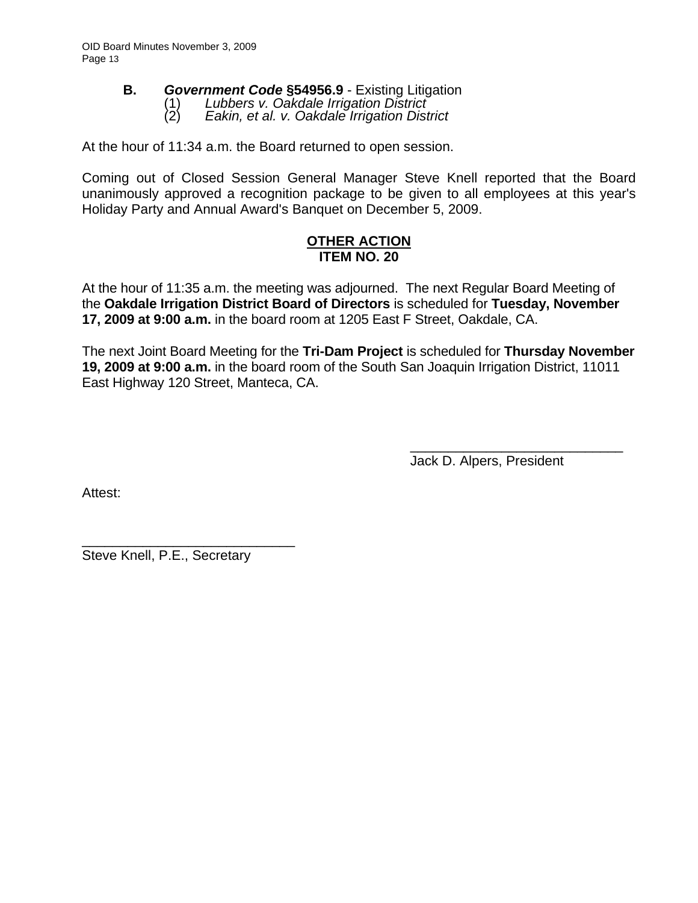**B.** ***Government Code* §54956.9** - Existing Litigation

(1) *Lubbers v. Oakdale Irrigation District*

(2) *Eakin, et al. v. Oakdale Irrigation District*

At the hour of 11:34 a.m. the Board returned to open session.

Coming out of Closed Session General Manager Steve Knell reported that the Board unanimously approved a recognition package to be given to all employees at this year's Holiday Party and Annual Award's Banquet on December 5, 2009.

**OTHER ACTION**
**ITEM NO. 20**

At the hour of 11:35 a.m. the meeting was adjourned. The next Regular Board Meeting of the **Oakdale Irrigation District Board of Directors** is scheduled for **Tuesday, November 17, 2009 at 9:00 a.m.** in the board room at 1205 East F Street, Oakdale, CA.

The next Joint Board Meeting for the **Tri-Dam Project** is scheduled for **Thursday November 19, 2009 at 9:00 a.m.** in the board room of the South San Joaquin Irrigation District, 11011 East Highway 120 Street, Manteca, CA.

___________________________
Jack D. Alpers, President

Attest:

___________________________
Steve Knell, P.E., Secretary